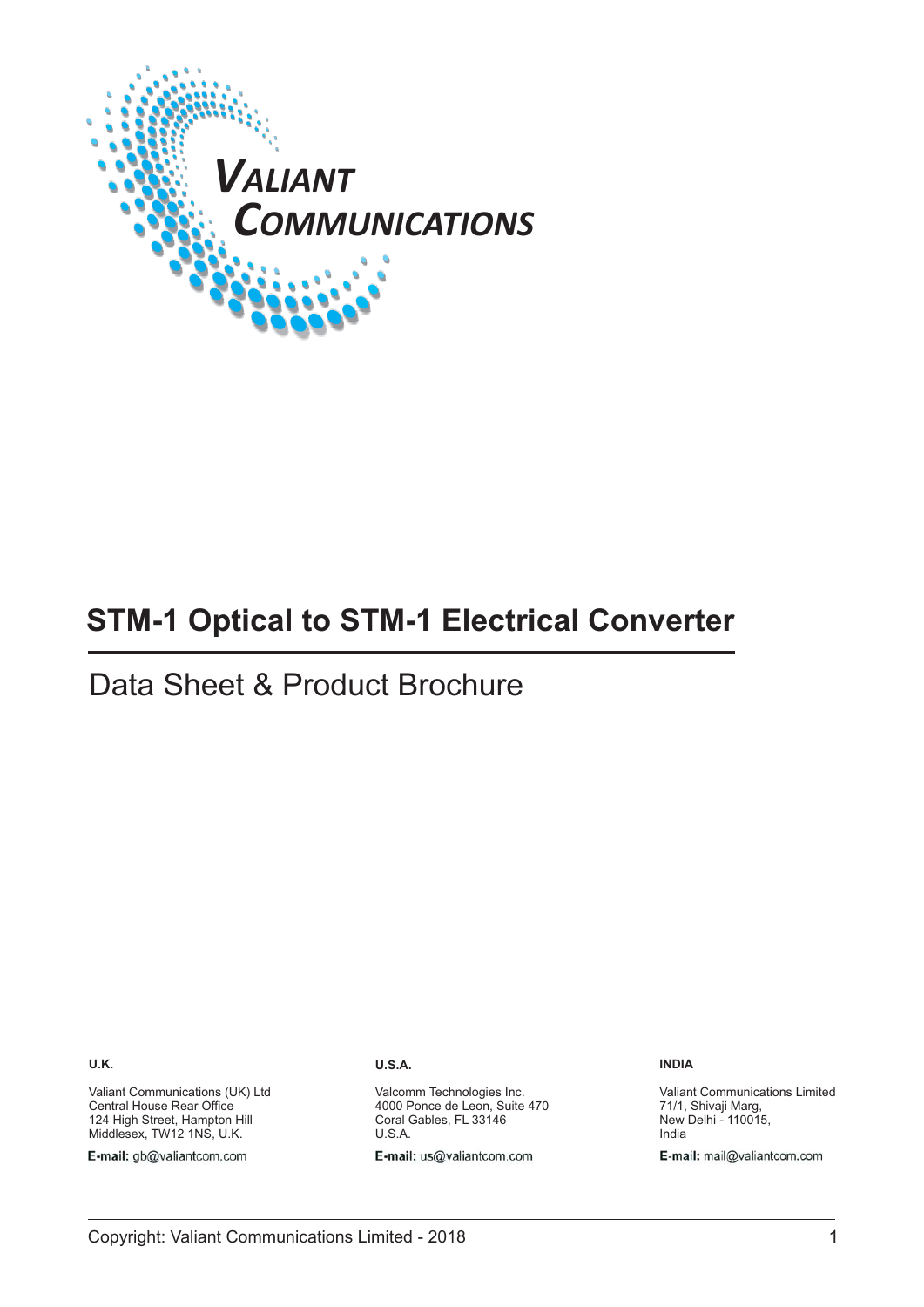VALIANT COMMUNICATIONS

# STM-1 Optical to STM-1 Electrical Converter

## Data Sheet & Product Brochure

**U.K.**

Valiant Communications (UK) Ltd
Central House Rear Office
124 High Street, Hampton Hill
Middlesex, TW12 1NS, U.K.

**E-mail:** gb@valiantcom.com

**U.S.A.**

Valcomm Technologies Inc.
4000 Ponce de Leon, Suite 470
Coral Gables, FL 33146
U.S.A.

**E-mail:** us@valiantcom.com

**INDIA**

Valiant Communications Limited
71/1, Shivaji Marg,
New Delhi - 110015,
India

**E-mail:** mail@valiantcom.com

Copyright: Valiant Communications Limited - 2018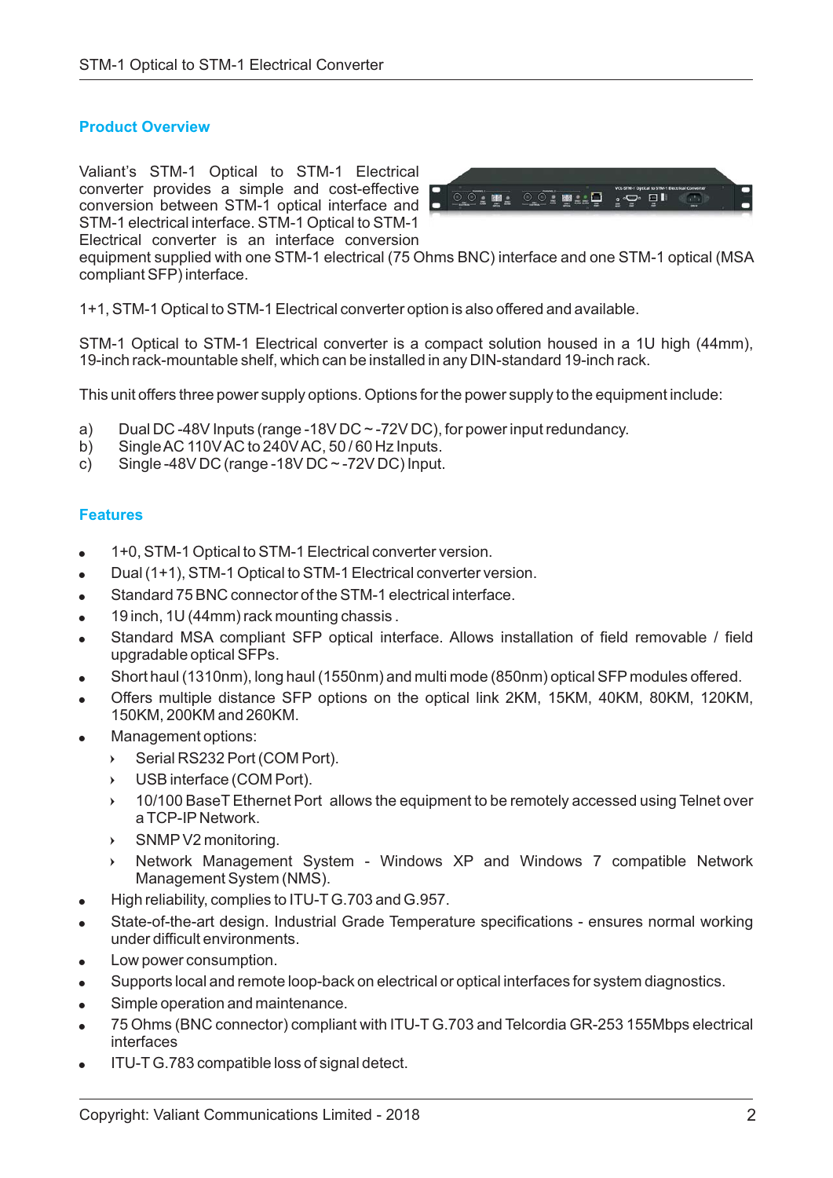## Product Overview

Valiant's STM-1 Optical to STM-1 Electrical converter provides a simple and cost-effective conversion between STM-1 optical interface and STM-1 electrical interface. STM-1 Optical to STM-1 Electrical converter is an interface conversion equipment supplied with one STM-1 electrical (75 Ohms BNC) interface and one STM-1 optical (MSA compliant SFP) interface.

1+1, STM-1 Optical to STM-1 Electrical converter option is also offered and available.

STM-1 Optical to STM-1 Electrical converter is a compact solution housed in a 1U high (44mm), 19-inch rack-mountable shelf, which can be installed in any DIN-standard 19-inch rack.

This unit offers three power supply options. Options for the power supply to the equipment include:

a) Dual DC -48V Inputs (range -18V DC ~ -72V DC), for power input redundancy.
b) Single AC 110V AC to 240V AC, 50 / 60 Hz Inputs.
c) Single -48V DC (range -18V DC ~ -72V DC) Input.

## Features

- 1+0, STM-1 Optical to STM-1 Electrical converter version.
- Dual (1+1), STM-1 Optical to STM-1 Electrical converter version.
- Standard 75 BNC connector of the STM-1 electrical interface.
- 19 inch, 1U (44mm) rack mounting chassis .
- Standard MSA compliant SFP optical interface. Allows installation of field removable / field upgradable optical SFPs.
- Short haul (1310nm), long haul (1550nm) and multi mode (850nm) optical SFP modules offered.
- Offers multiple distance SFP options on the optical link 2KM, 15KM, 40KM, 80KM, 120KM, 150KM, 200KM and 260KM.
- Management options:
  - Serial RS232 Port (COM Port).
  - USB interface (COM Port).
  - 10/100 BaseT Ethernet Port allows the equipment to be remotely accessed using Telnet over a TCP-IP Network.
  - SNMP V2 monitoring.
  - Network Management System - Windows XP and Windows 7 compatible Network Management System (NMS).
- High reliability, complies to ITU-T G.703 and G.957.
- State-of-the-art design. Industrial Grade Temperature specifications - ensures normal working under difficult environments.
- Low power consumption.
- Supports local and remote loop-back on electrical or optical interfaces for system diagnostics.
- Simple operation and maintenance.
- 75 Ohms (BNC connector) compliant with ITU-T G.703 and Telcordia GR-253 155Mbps electrical interfaces
- ITU-T G.783 compatible loss of signal detect.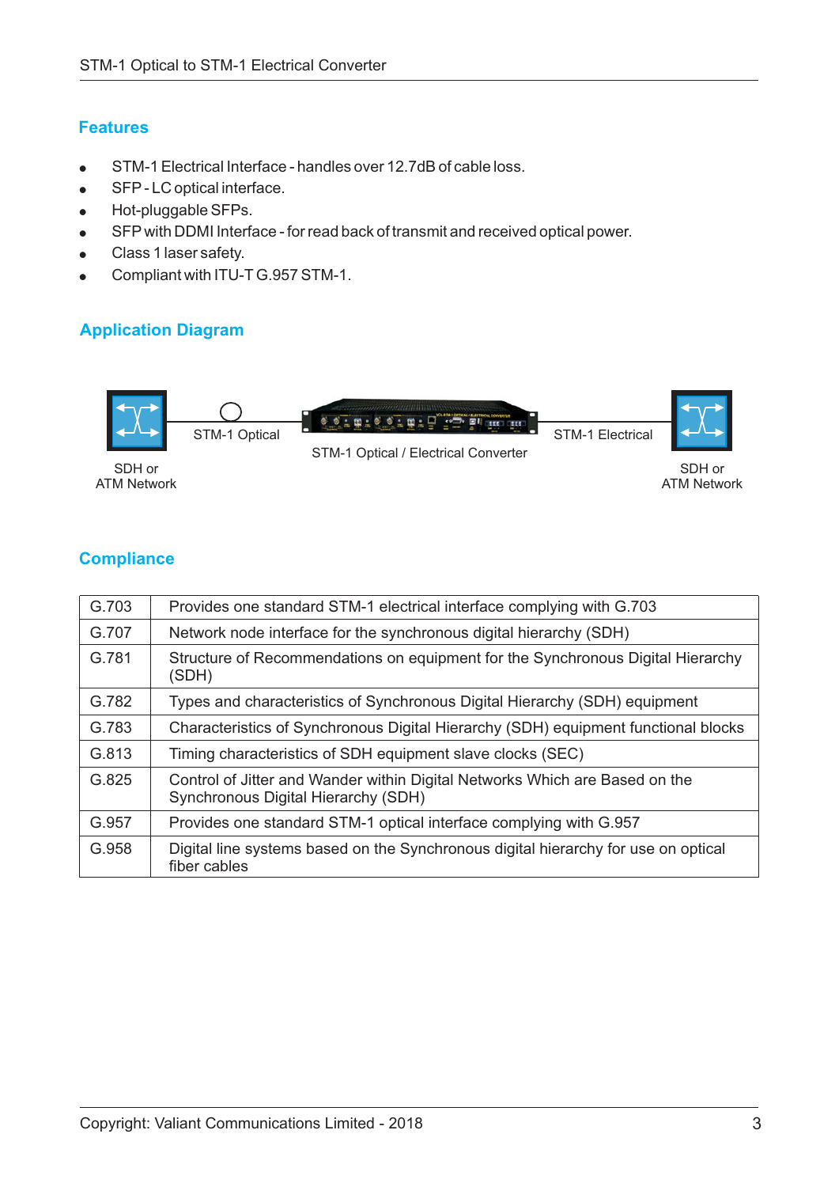## Features

- STM-1 Electrical Interface - handles over 12.7dB of cable loss.
- SFP - LC optical interface.
- Hot-pluggable SFPs.
- SFP with DDMI Interface - for read back of transmit and received optical power.
- Class 1 laser safety.
- Compliant with ITU-T G.957 STM-1.

## Application Diagram

SDH or ATM Network — STM-1 Optical — STM-1 Optical / Electrical Converter — STM-1 Electrical — SDH or ATM Network

## Compliance

| | |
|---|---|
| G.703 | Provides one standard STM-1 electrical interface complying with G.703 |
| G.707 | Network node interface for the synchronous digital hierarchy (SDH) |
| G.781 | Structure of Recommendations on equipment for the Synchronous Digital Hierarchy (SDH) |
| G.782 | Types and characteristics of Synchronous Digital Hierarchy (SDH) equipment |
| G.783 | Characteristics of Synchronous Digital Hierarchy (SDH) equipment functional blocks |
| G.813 | Timing characteristics of SDH equipment slave clocks (SEC) |
| G.825 | Control of Jitter and Wander within Digital Networks Which are Based on the Synchronous Digital Hierarchy (SDH) |
| G.957 | Provides one standard STM-1 optical interface complying with G.957 |
| G.958 | Digital line systems based on the Synchronous digital hierarchy for use on optical fiber cables |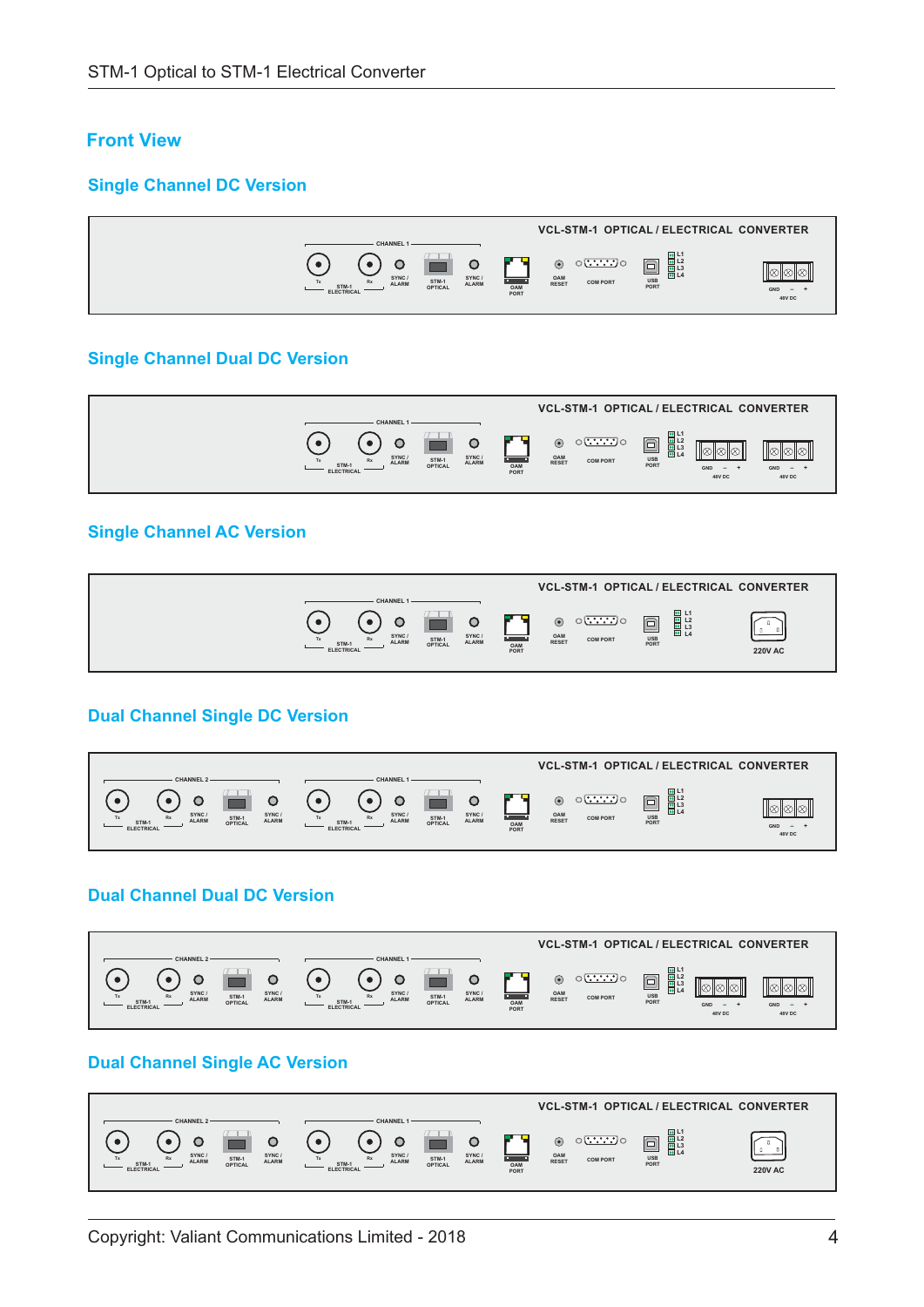## Front View

### Single Channel DC Version

### Single Channel Dual DC Version

### Single Channel AC Version

### Dual Channel Single DC Version

### Dual Channel Dual DC Version

### Dual Channel Single AC Version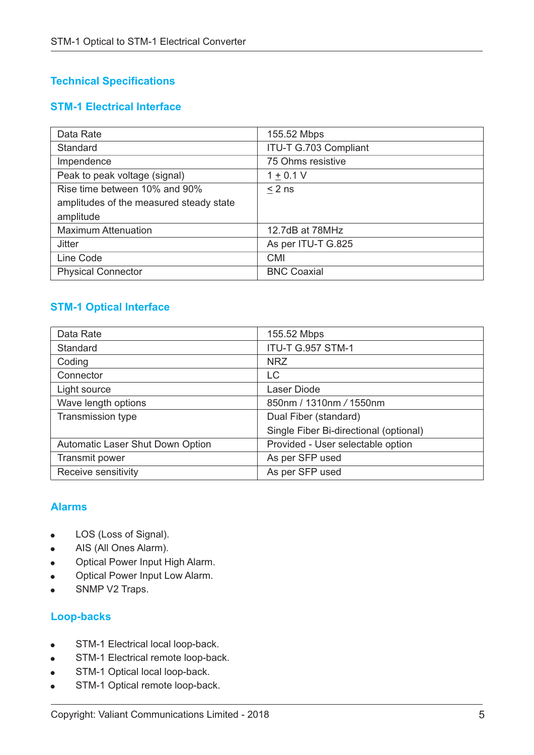## Technical Specifications

### STM-1 Electrical Interface

| | |
|---|---|
| Data Rate | 155.52 Mbps |
| Standard | ITU-T G.703 Compliant |
| Impendence | 75 Ohms resistive |
| Peak to peak voltage (signal) | $1 \pm 0.1$ V |
| Rise time between 10% and 90% amplitudes of the measured steady state amplitude | $\leq 2$ ns |
| Maximum Attenuation | 12.7dB at 78MHz |
| Jitter | As per ITU-T G.825 |
| Line Code | CMI |
| Physical Connector | BNC Coaxial |

### STM-1 Optical Interface

| | |
|---|---|
| Data Rate | 155.52 Mbps |
| Standard | ITU-T G.957 STM-1 |
| Coding | NRZ |
| Connector | LC |
| Light source | Laser Diode |
| Wave length options | 850nm / 1310nm / 1550nm |
| Transmission type | Dual Fiber (standard)<br>Single Fiber Bi-directional (optional) |
| Automatic Laser Shut Down Option | Provided - User selectable option |
| Transmit power | As per SFP used |
| Receive sensitivity | As per SFP used |

### Alarms

- LOS (Loss of Signal).
- AIS (All Ones Alarm).
- Optical Power Input High Alarm.
- Optical Power Input Low Alarm.
- SNMP V2 Traps.

### Loop-backs

- STM-1 Electrical local loop-back.
- STM-1 Electrical remote loop-back.
- STM-1 Optical local loop-back.
- STM-1 Optical remote loop-back.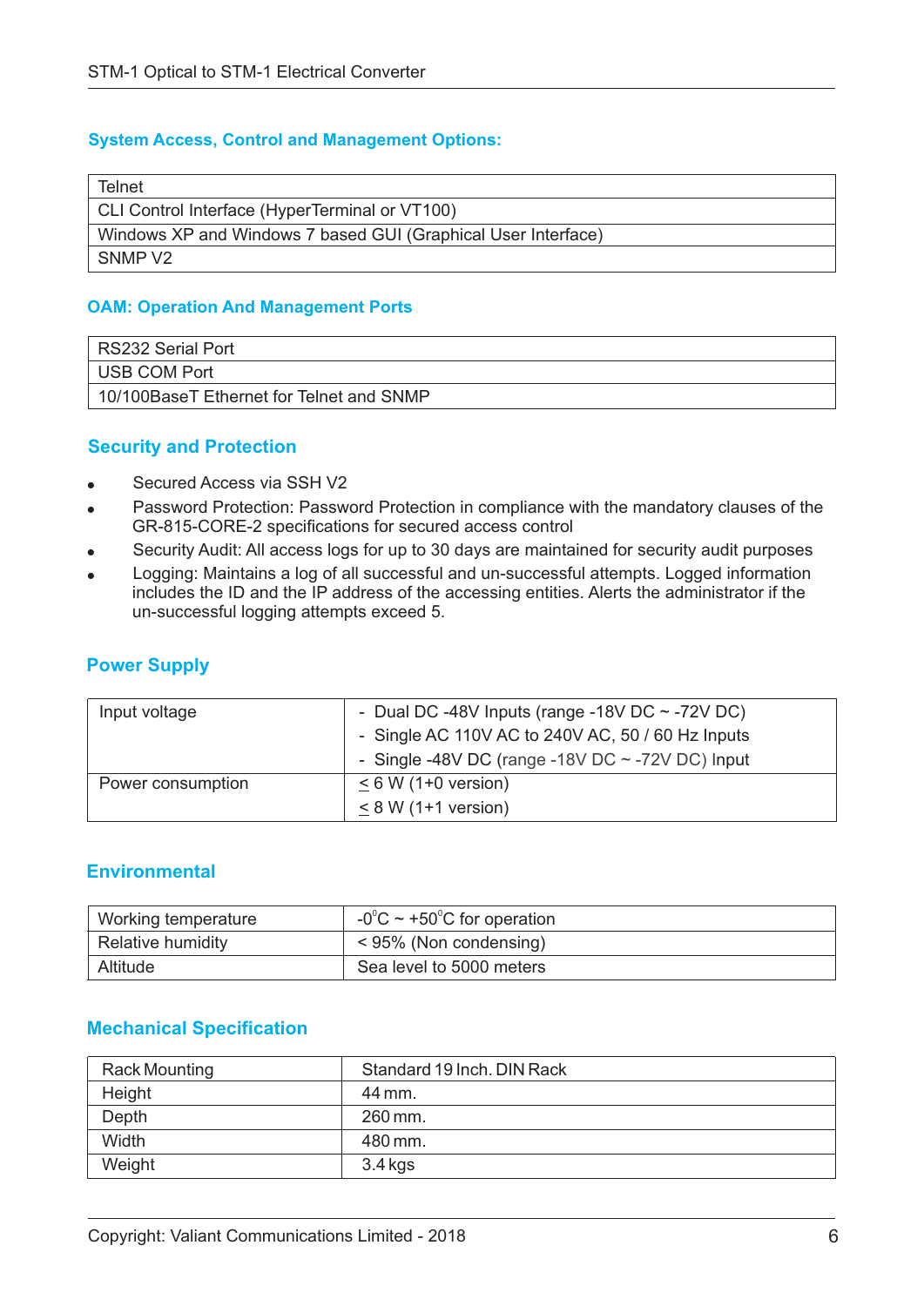## System Access, Control and Management Options:

| Telnet |
|---|
| CLI Control Interface (HyperTerminal or VT100) |
| Windows XP and Windows 7 based GUI (Graphical User Interface) |
| SNMP V2 |

## OAM: Operation And Management Ports

| RS232 Serial Port |
|---|
| USB COM Port |
| 10/100BaseT Ethernet for Telnet and SNMP |

## Security and Protection

- Secured Access via SSH V2
- Password Protection: Password Protection in compliance with the mandatory clauses of the GR-815-CORE-2 specifications for secured access control
- Security Audit: All access logs for up to 30 days are maintained for security audit purposes
- Logging: Maintains a log of all successful and un-successful attempts. Logged information includes the ID and the IP address of the accessing entities. Alerts the administrator if the un-successful logging attempts exceed 5.

## Power Supply

| Input voltage | - Dual DC -48V Inputs (range -18V DC ~ -72V DC)<br>- Single AC 110V AC to 240V AC, 50 / 60 Hz Inputs<br>- Single -48V DC (range -18V DC ~ -72V DC) Input |
|---|---|
| Power consumption | ≤ 6 W (1+0 version)<br>≤ 8 W (1+1 version) |

## Environmental

| Working temperature | -0°C ~ +50°C for operation |
|---|---|
| Relative humidity | < 95% (Non condensing) |
| Altitude | Sea level to 5000 meters |

## Mechanical Specification

| Rack Mounting | Standard 19 Inch. DIN Rack |
|---|---|
| Height | 44 mm. |
| Depth | 260 mm. |
| Width | 480 mm. |
| Weight | 3.4 kgs |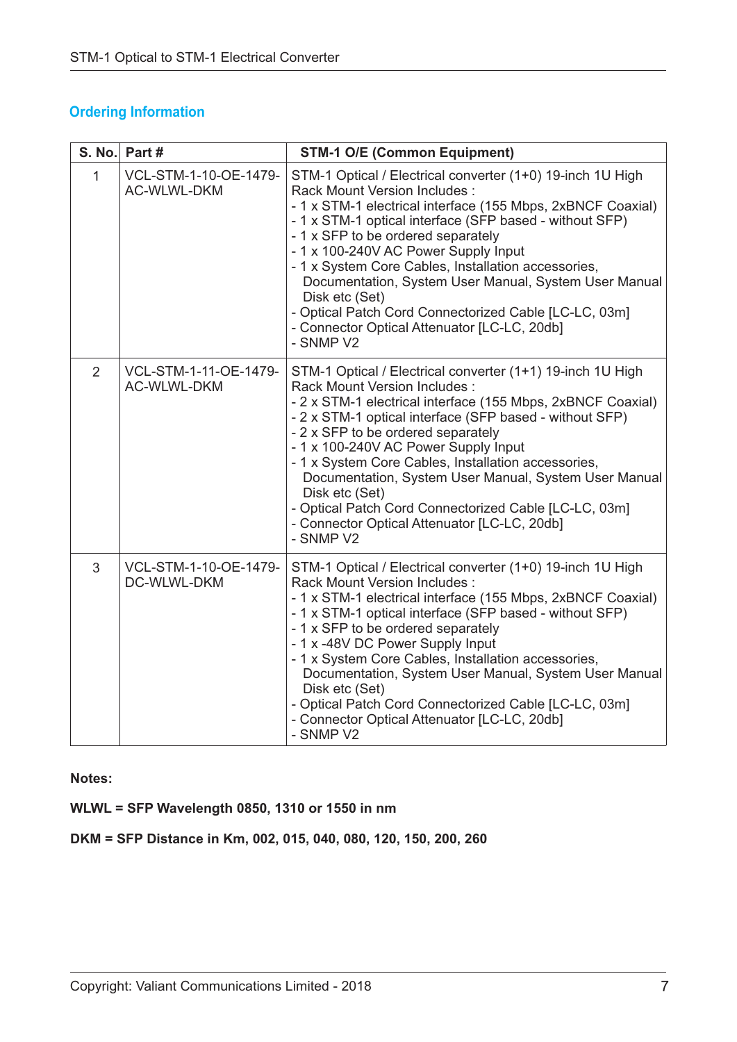## Ordering Information

| S. No. | Part # | STM-1 O/E (Common Equipment) |
|---|---|---|
| 1 | VCL-STM-1-10-OE-1479-AC-WLWL-DKM | STM-1 Optical / Electrical converter (1+0) 19-inch 1U High Rack Mount Version Includes :<br>- 1 x STM-1 electrical interface (155 Mbps, 2xBNCF Coaxial)<br>- 1 x STM-1 optical interface (SFP based - without SFP)<br>- 1 x SFP to be ordered separately<br>- 1 x 100-240V AC Power Supply Input<br>- 1 x System Core Cables, Installation accessories, Documentation, System User Manual, System User Manual Disk etc (Set)<br>- Optical Patch Cord Connectorized Cable [LC-LC, 03m]<br>- Connector Optical Attenuator [LC-LC, 20db]<br>- SNMP V2 |
| 2 | VCL-STM-1-11-OE-1479-AC-WLWL-DKM | STM-1 Optical / Electrical converter (1+1) 19-inch 1U High Rack Mount Version Includes :<br>- 2 x STM-1 electrical interface (155 Mbps, 2xBNCF Coaxial)<br>- 2 x STM-1 optical interface (SFP based - without SFP)<br>- 2 x SFP to be ordered separately<br>- 1 x 100-240V AC Power Supply Input<br>- 1 x System Core Cables, Installation accessories, Documentation, System User Manual, System User Manual Disk etc (Set)<br>- Optical Patch Cord Connectorized Cable [LC-LC, 03m]<br>- Connector Optical Attenuator [LC-LC, 20db]<br>- SNMP V2 |
| 3 | VCL-STM-1-10-OE-1479-DC-WLWL-DKM | STM-1 Optical / Electrical converter (1+0) 19-inch 1U High Rack Mount Version Includes :<br>- 1 x STM-1 electrical interface (155 Mbps, 2xBNCF Coaxial)<br>- 1 x STM-1 optical interface (SFP based - without SFP)<br>- 1 x SFP to be ordered separately<br>- 1 x -48V DC Power Supply Input<br>- 1 x System Core Cables, Installation accessories, Documentation, System User Manual, System User Manual Disk etc (Set)<br>- Optical Patch Cord Connectorized Cable [LC-LC, 03m]<br>- Connector Optical Attenuator [LC-LC, 20db]<br>- SNMP V2 |

**Notes:**

**WLWL = SFP Wavelength 0850, 1310 or 1550 in nm**

**DKM = SFP Distance in Km, 002, 015, 040, 080, 120, 150, 200, 260**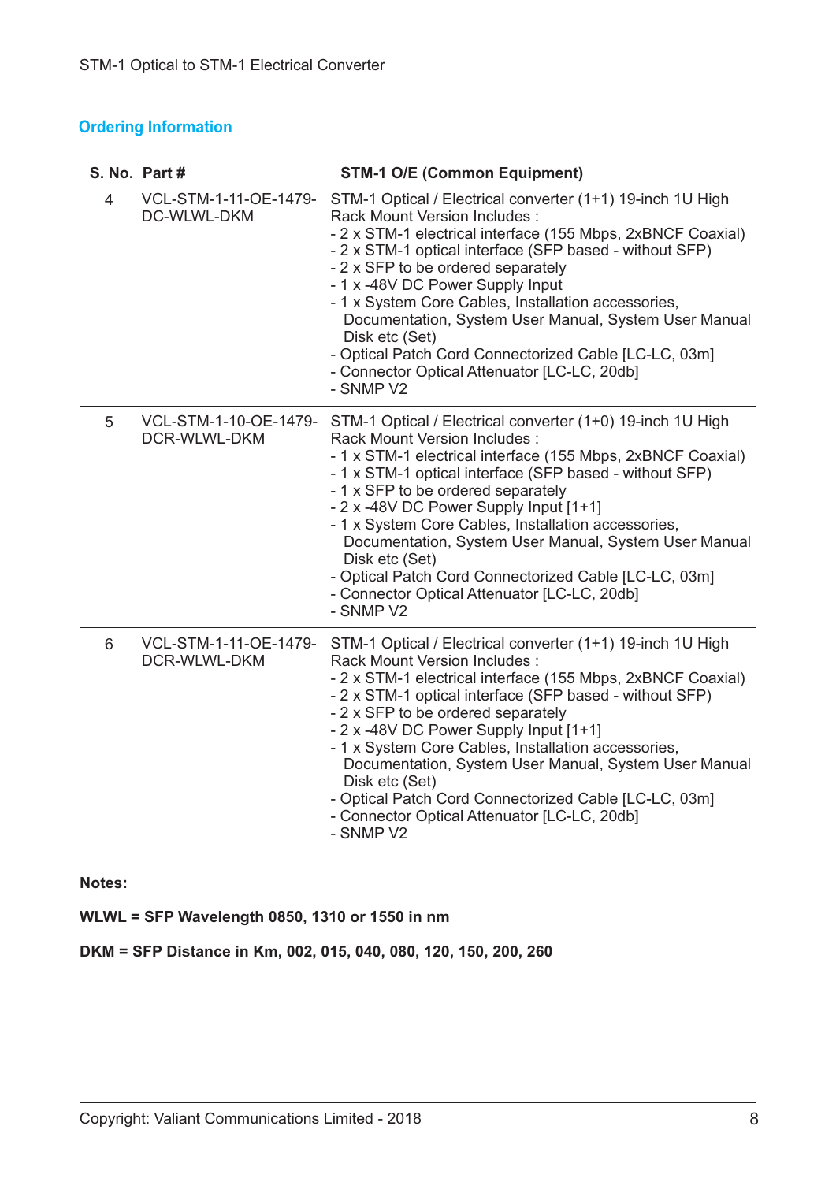## Ordering Information

| S. No. | Part # | STM-1 O/E (Common Equipment) |
|---|---|---|
| 4 | VCL-STM-1-11-OE-1479-DC-WLWL-DKM | STM-1 Optical / Electrical converter (1+1) 19-inch 1U High Rack Mount Version Includes :<br>- 2 x STM-1 electrical interface (155 Mbps, 2xBNCF Coaxial)<br>- 2 x STM-1 optical interface (SFP based - without SFP)<br>- 2 x SFP to be ordered separately<br>- 1 x -48V DC Power Supply Input<br>- 1 x System Core Cables, Installation accessories, Documentation, System User Manual, System User Manual Disk etc (Set)<br>- Optical Patch Cord Connectorized Cable [LC-LC, 03m]<br>- Connector Optical Attenuator [LC-LC, 20db]<br>- SNMP V2 |
| 5 | VCL-STM-1-10-OE-1479-DCR-WLWL-DKM | STM-1 Optical / Electrical converter (1+0) 19-inch 1U High Rack Mount Version Includes :<br>- 1 x STM-1 electrical interface (155 Mbps, 2xBNCF Coaxial)<br>- 1 x STM-1 optical interface (SFP based - without SFP)<br>- 1 x SFP to be ordered separately<br>- 2 x -48V DC Power Supply Input [1+1]<br>- 1 x System Core Cables, Installation accessories, Documentation, System User Manual, System User Manual Disk etc (Set)<br>- Optical Patch Cord Connectorized Cable [LC-LC, 03m]<br>- Connector Optical Attenuator [LC-LC, 20db]<br>- SNMP V2 |
| 6 | VCL-STM-1-11-OE-1479-DCR-WLWL-DKM | STM-1 Optical / Electrical converter (1+1) 19-inch 1U High Rack Mount Version Includes :<br>- 2 x STM-1 electrical interface (155 Mbps, 2xBNCF Coaxial)<br>- 2 x STM-1 optical interface (SFP based - without SFP)<br>- 2 x SFP to be ordered separately<br>- 2 x -48V DC Power Supply Input [1+1]<br>- 1 x System Core Cables, Installation accessories, Documentation, System User Manual, System User Manual Disk etc (Set)<br>- Optical Patch Cord Connectorized Cable [LC-LC, 03m]<br>- Connector Optical Attenuator [LC-LC, 20db]<br>- SNMP V2 |

**Notes:**

**WLWL = SFP Wavelength 0850, 1310 or 1550 in nm**

**DKM = SFP Distance in Km, 002, 015, 040, 080, 120, 150, 200, 260**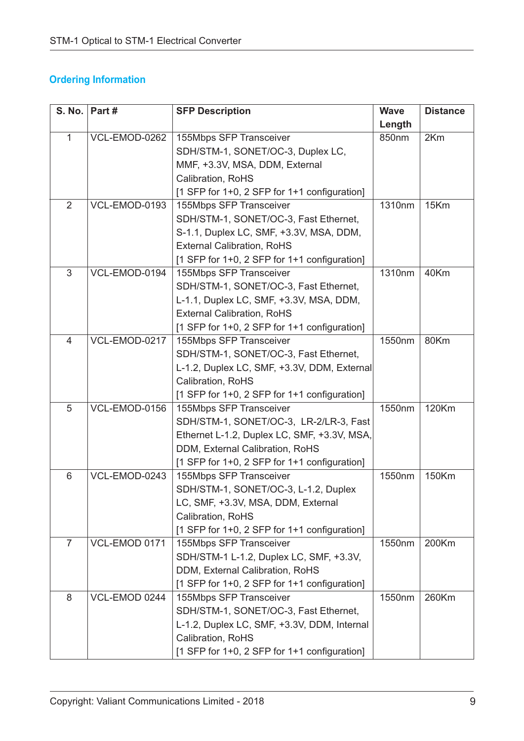## Ordering Information

| S. No. | Part # | SFP Description | Wave Length | Distance |
|---|---|---|---|---|
| 1 | VCL-EMOD-0262 | 155Mbps SFP Transceiver SDH/STM-1, SONET/OC-3, Duplex LC, MMF, +3.3V, MSA, DDM, External Calibration, RoHS [1 SFP for 1+0, 2 SFP for 1+1 configuration] | 850nm | 2Km |
| 2 | VCL-EMOD-0193 | 155Mbps SFP Transceiver SDH/STM-1, SONET/OC-3, Fast Ethernet, S-1.1, Duplex LC, SMF, +3.3V, MSA, DDM, External Calibration, RoHS [1 SFP for 1+0, 2 SFP for 1+1 configuration] | 1310nm | 15Km |
| 3 | VCL-EMOD-0194 | 155Mbps SFP Transceiver SDH/STM-1, SONET/OC-3, Fast Ethernet, L-1.1, Duplex LC, SMF, +3.3V, MSA, DDM, External Calibration, RoHS [1 SFP for 1+0, 2 SFP for 1+1 configuration] | 1310nm | 40Km |
| 4 | VCL-EMOD-0217 | 155Mbps SFP Transceiver SDH/STM-1, SONET/OC-3, Fast Ethernet, L-1.2, Duplex LC, SMF, +3.3V, DDM, External Calibration, RoHS [1 SFP for 1+0, 2 SFP for 1+1 configuration] | 1550nm | 80Km |
| 5 | VCL-EMOD-0156 | 155Mbps SFP Transceiver SDH/STM-1, SONET/OC-3, LR-2/LR-3, Fast Ethernet L-1.2, Duplex LC, SMF, +3.3V, MSA, DDM, External Calibration, RoHS [1 SFP for 1+0, 2 SFP for 1+1 configuration] | 1550nm | 120Km |
| 6 | VCL-EMOD-0243 | 155Mbps SFP Transceiver SDH/STM-1, SONET/OC-3, L-1.2, Duplex LC, SMF, +3.3V, MSA, DDM, External Calibration, RoHS [1 SFP for 1+0, 2 SFP for 1+1 configuration] | 1550nm | 150Km |
| 7 | VCL-EMOD 0171 | 155Mbps SFP Transceiver SDH/STM-1 L-1.2, Duplex LC, SMF, +3.3V, DDM, External Calibration, RoHS [1 SFP for 1+0, 2 SFP for 1+1 configuration] | 1550nm | 200Km |
| 8 | VCL-EMOD 0244 | 155Mbps SFP Transceiver SDH/STM-1, SONET/OC-3, Fast Ethernet, L-1.2, Duplex LC, SMF, +3.3V, DDM, Internal Calibration, RoHS [1 SFP for 1+0, 2 SFP for 1+1 configuration] | 1550nm | 260Km |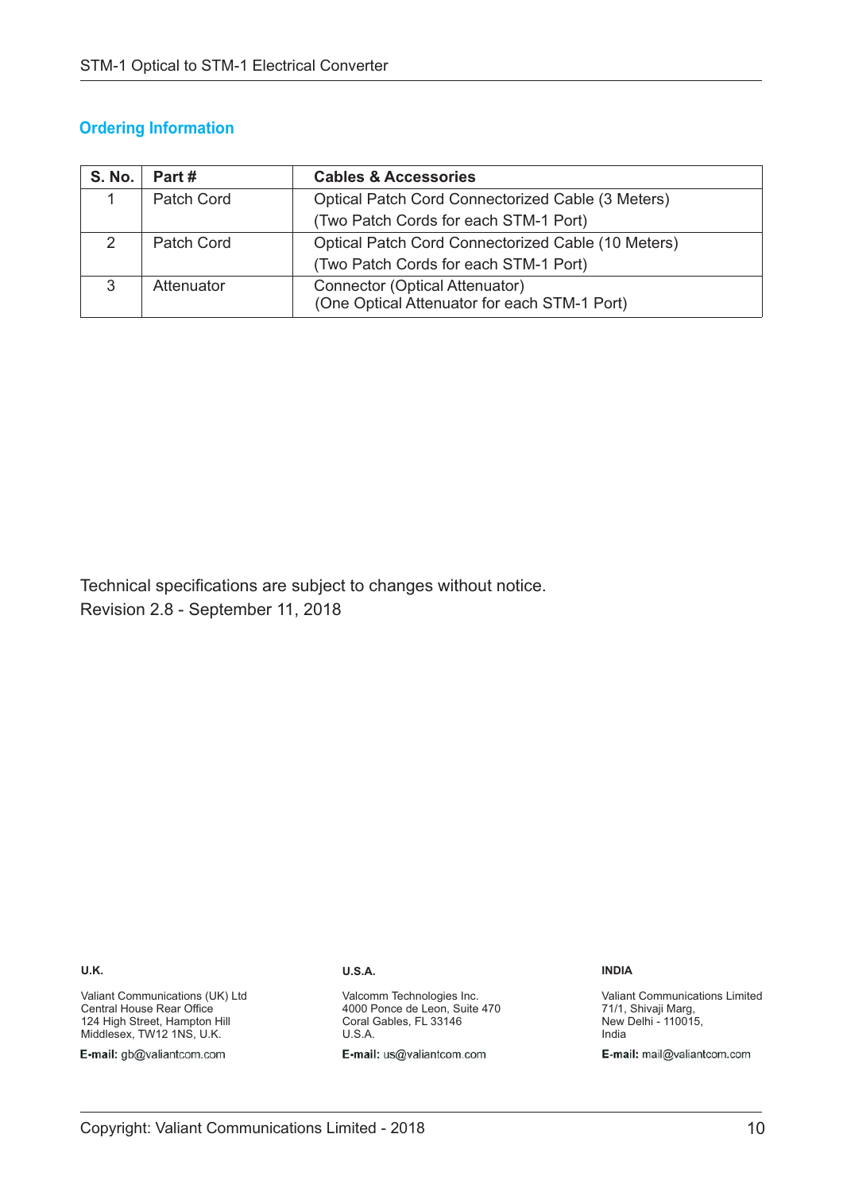## Ordering Information

| S. No. | Part # | Cables & Accessories |
|---|---|---|
| 1 | Patch Cord | Optical Patch Cord Connectorized Cable (3 Meters) (Two Patch Cords for each STM-1 Port) |
| 2 | Patch Cord | Optical Patch Cord Connectorized Cable (10 Meters) (Two Patch Cords for each STM-1 Port) |
| 3 | Attenuator | Connector (Optical Attenuator) (One Optical Attenuator for each STM-1 Port) |

Technical specifications are subject to changes without notice.
Revision 2.8 - September 11, 2018

**U.K.**

Valiant Communications (UK) Ltd
Central House Rear Office
124 High Street, Hampton Hill
Middlesex, TW12 1NS, U.K.

**E-mail:** gb@valiantcom.com

**U.S.A.**

Valcomm Technologies Inc.
4000 Ponce de Leon, Suite 470
Coral Gables, FL 33146
U.S.A.

**E-mail:** us@valiantcom.com

**INDIA**

Valiant Communications Limited
71/1, Shivaji Marg,
New Delhi - 110015,
India

**E-mail:** mail@valiantcom.com

Copyright: Valiant Communications Limited - 2018